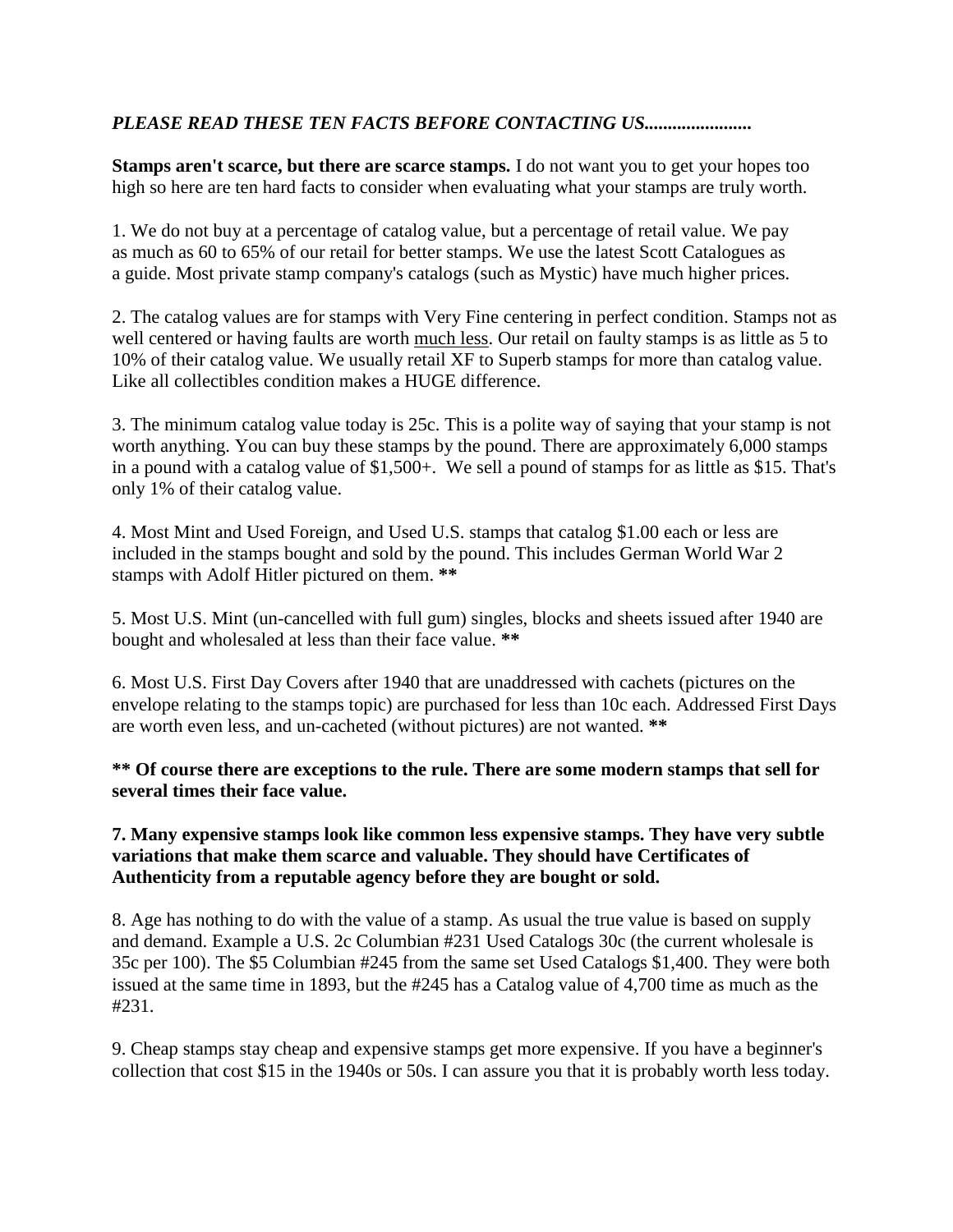***PLEASE READ THESE TEN FACTS BEFORE CONTACTING US.......................***

**Stamps aren't scarce, but there are scarce stamps.** I do not want you to get your hopes too high so here are ten hard facts to consider when evaluating what your stamps are truly worth.

1. We do not buy at a percentage of catalog value, but a percentage of retail value. We pay as much as 60 to 65% of our retail for better stamps. We use the latest Scott Catalogues as a guide. Most private stamp company's catalogs (such as Mystic) have much higher prices.

2. The catalog values are for stamps with Very Fine centering in perfect condition. Stamps not as well centered or having faults are worth <u>much less</u>. Our retail on faulty stamps is as little as 5 to 10% of their catalog value. We usually retail XF to Superb stamps for more than catalog value. Like all collectibles condition makes a HUGE difference.

3. The minimum catalog value today is 25c. This is a polite way of saying that your stamp is not worth anything. You can buy these stamps by the pound. There are approximately 6,000 stamps in a pound with a catalog value of $1,500+. We sell a pound of stamps for as little as $15. That's only 1% of their catalog value.

4. Most Mint and Used Foreign, and Used U.S. stamps that catalog $1.00 each or less are included in the stamps bought and sold by the pound. This includes German World War 2 stamps with Adolf Hitler pictured on them. **\*\***

5. Most U.S. Mint (un-cancelled with full gum) singles, blocks and sheets issued after 1940 are bought and wholesaled at less than their face value. **\*\***

6. Most U.S. First Day Covers after 1940 that are unaddressed with cachets (pictures on the envelope relating to the stamps topic) are purchased for less than 10c each. Addressed First Days are worth even less, and un-cacheted (without pictures) are not wanted. **\*\***

**\*\* Of course there are exceptions to the rule. There are some modern stamps that sell for several times their face value.**

**7. Many expensive stamps look like common less expensive stamps. They have very subtle variations that make them scarce and valuable. They should have Certificates of Authenticity from a reputable agency before they are bought or sold.**

8. Age has nothing to do with the value of a stamp. As usual the true value is based on supply and demand. Example a U.S. 2c Columbian #231 Used Catalogs 30c (the current wholesale is 35c per 100). The $5 Columbian #245 from the same set Used Catalogs $1,400. They were both issued at the same time in 1893, but the #245 has a Catalog value of 4,700 time as much as the #231.

9. Cheap stamps stay cheap and expensive stamps get more expensive. If you have a beginner's collection that cost $15 in the 1940s or 50s. I can assure you that it is probably worth less today.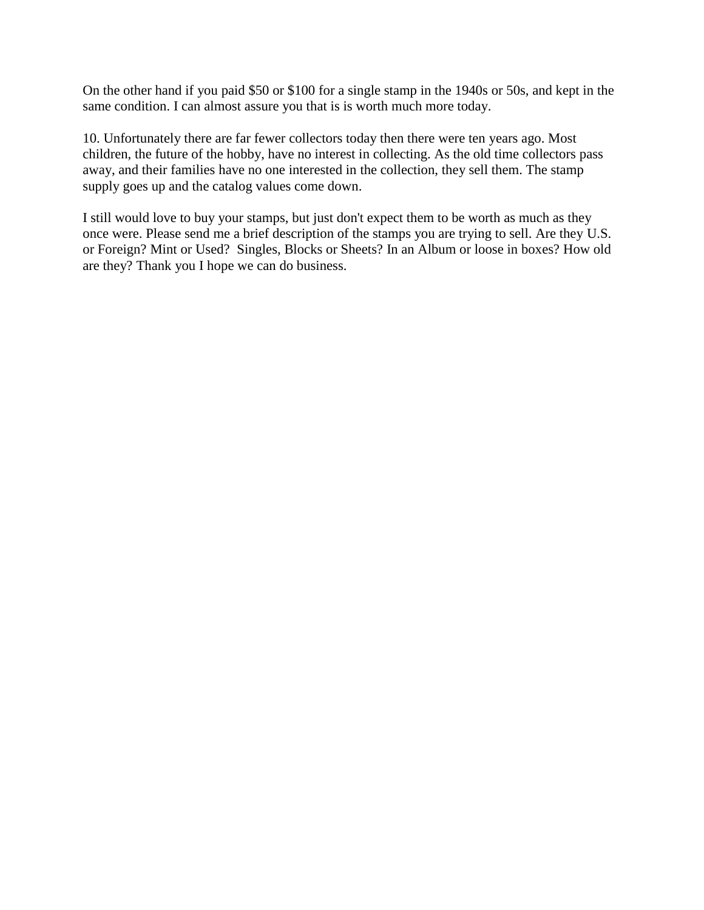On the other hand if you paid $50 or $100 for a single stamp in the 1940s or 50s, and kept in the same condition. I can almost assure you that is is worth much more today.

10. Unfortunately there are far fewer collectors today then there were ten years ago. Most children, the future of the hobby, have no interest in collecting. As the old time collectors pass away, and their families have no one interested in the collection, they sell them. The stamp supply goes up and the catalog values come down.

I still would love to buy your stamps, but just don't expect them to be worth as much as they once were. Please send me a brief description of the stamps you are trying to sell. Are they U.S. or Foreign? Mint or Used? Singles, Blocks or Sheets? In an Album or loose in boxes? How old are they? Thank you I hope we can do business.